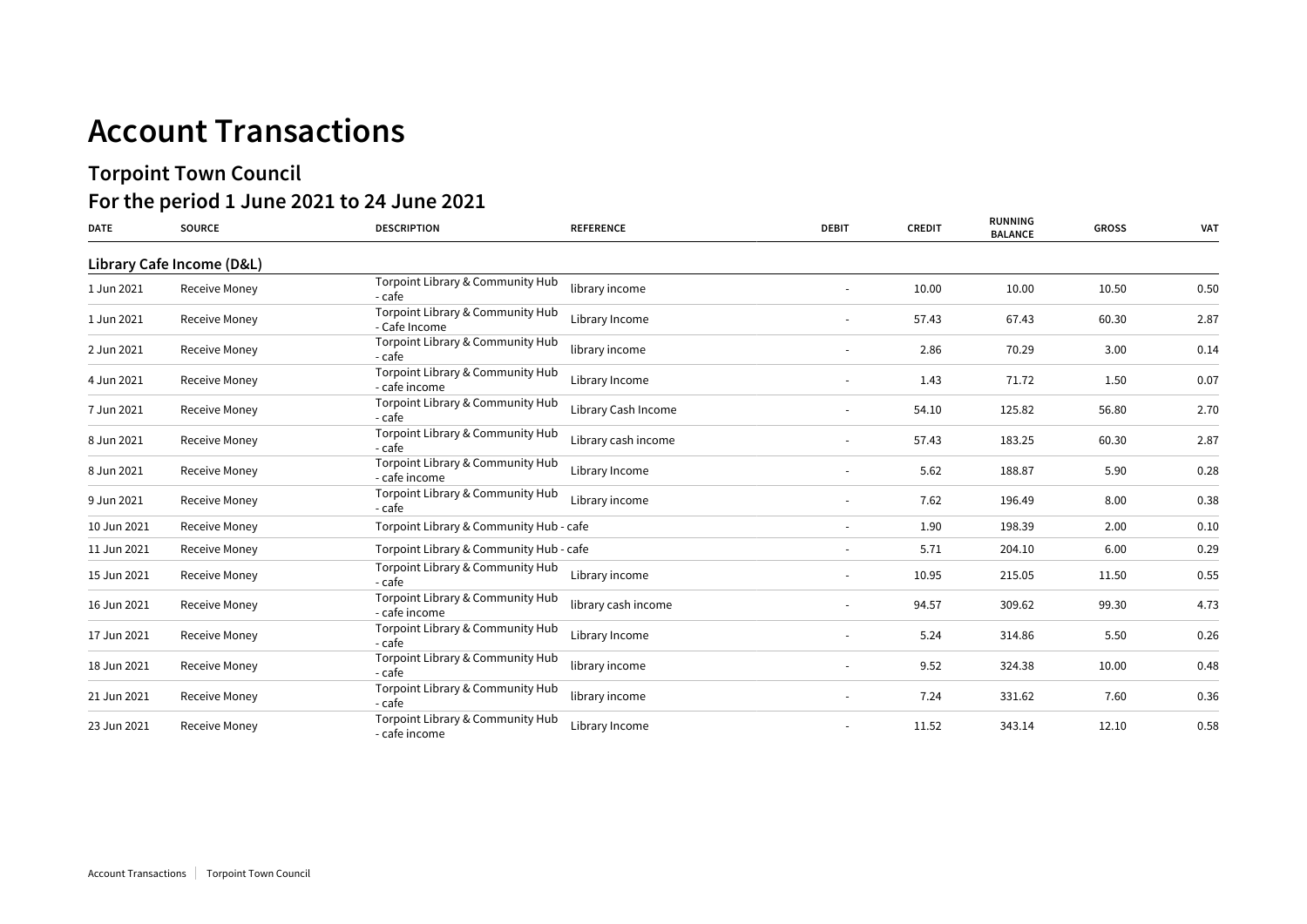# Account Transactions

## Torpoint Town Council

## For the period 1 June 2021 to 24 June 2021

| DATE | SOURCE | DESCRIPTION | REFERENCE | DEBIT | CREDIT | RUNNING BALANCE | GROSS | VAT |
|---|---|---|---|---|---|---|---|---|
| **Library Cafe Income (D&L)** | | | | | | | | |
| 1 Jun 2021 | Receive Money | Torpoint Library & Community Hub - cafe | library income | - | 10.00 | 10.00 | 10.50 | 0.50 |
| 1 Jun 2021 | Receive Money | Torpoint Library & Community Hub - Cafe Income | Library Income | - | 57.43 | 67.43 | 60.30 | 2.87 |
| 2 Jun 2021 | Receive Money | Torpoint Library & Community Hub - cafe | library income | - | 2.86 | 70.29 | 3.00 | 0.14 |
| 4 Jun 2021 | Receive Money | Torpoint Library & Community Hub - cafe income | Library Income | - | 1.43 | 71.72 | 1.50 | 0.07 |
| 7 Jun 2021 | Receive Money | Torpoint Library & Community Hub - cafe | Library Cash Income | - | 54.10 | 125.82 | 56.80 | 2.70 |
| 8 Jun 2021 | Receive Money | Torpoint Library & Community Hub - cafe | Library cash income | - | 57.43 | 183.25 | 60.30 | 2.87 |
| 8 Jun 2021 | Receive Money | Torpoint Library & Community Hub - cafe income | Library Income | - | 5.62 | 188.87 | 5.90 | 0.28 |
| 9 Jun 2021 | Receive Money | Torpoint Library & Community Hub - cafe | Library income | - | 7.62 | 196.49 | 8.00 | 0.38 |
| 10 Jun 2021 | Receive Money | Torpoint Library & Community Hub - cafe | | - | 1.90 | 198.39 | 2.00 | 0.10 |
| 11 Jun 2021 | Receive Money | Torpoint Library & Community Hub - cafe | | - | 5.71 | 204.10 | 6.00 | 0.29 |
| 15 Jun 2021 | Receive Money | Torpoint Library & Community Hub - cafe | Library income | - | 10.95 | 215.05 | 11.50 | 0.55 |
| 16 Jun 2021 | Receive Money | Torpoint Library & Community Hub - cafe income | library cash income | - | 94.57 | 309.62 | 99.30 | 4.73 |
| 17 Jun 2021 | Receive Money | Torpoint Library & Community Hub - cafe | Library Income | - | 5.24 | 314.86 | 5.50 | 0.26 |
| 18 Jun 2021 | Receive Money | Torpoint Library & Community Hub - cafe | library income | - | 9.52 | 324.38 | 10.00 | 0.48 |
| 21 Jun 2021 | Receive Money | Torpoint Library & Community Hub - cafe | library income | - | 7.24 | 331.62 | 7.60 | 0.36 |
| 23 Jun 2021 | Receive Money | Torpoint Library & Community Hub - cafe income | Library Income | - | 11.52 | 343.14 | 12.10 | 0.58 |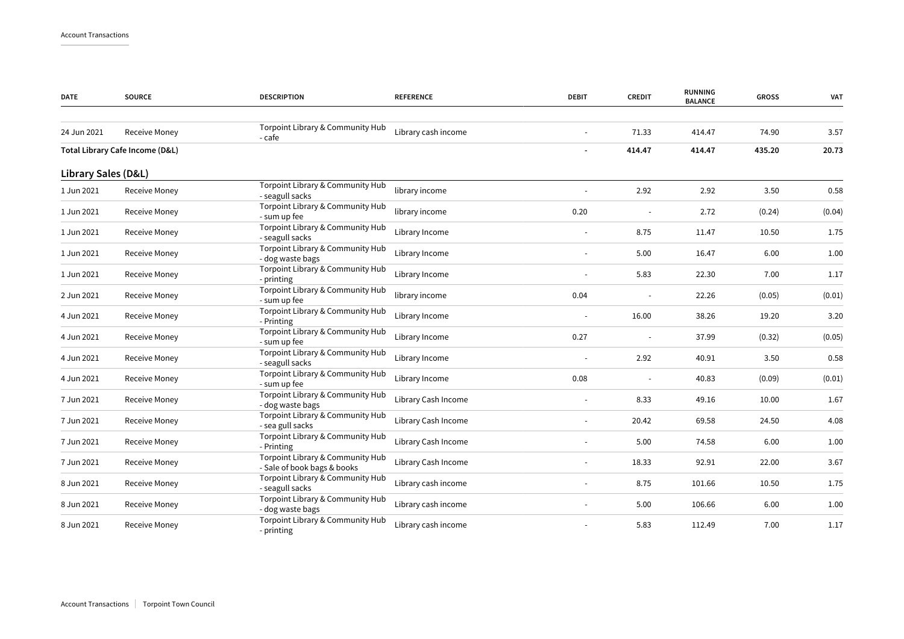| DATE | SOURCE | DESCRIPTION | REFERENCE | DEBIT | CREDIT | RUNNING BALANCE | GROSS | VAT |
|---|---|---|---|---|---|---|---|---|
| 24 Jun 2021 | Receive Money | Torpoint Library & Community Hub - cafe | Library cash income | - | 71.33 | 414.47 | 74.90 | 3.57 |
| **Total Library Cafe Income (D&L)** | | | | **-** | **414.47** | **414.47** | **435.20** | **20.73** |

## Library Sales (D&L)

| DATE | SOURCE | DESCRIPTION | REFERENCE | DEBIT | CREDIT | RUNNING BALANCE | GROSS | VAT |
|---|---|---|---|---|---|---|---|---|
| 1 Jun 2021 | Receive Money | Torpoint Library & Community Hub - seagull sacks | library income | - | 2.92 | 2.92 | 3.50 | 0.58 |
| 1 Jun 2021 | Receive Money | Torpoint Library & Community Hub - sum up fee | library income | 0.20 | - | 2.72 | (0.24) | (0.04) |
| 1 Jun 2021 | Receive Money | Torpoint Library & Community Hub - seagull sacks | Library Income | - | 8.75 | 11.47 | 10.50 | 1.75 |
| 1 Jun 2021 | Receive Money | Torpoint Library & Community Hub - dog waste bags | Library Income | - | 5.00 | 16.47 | 6.00 | 1.00 |
| 1 Jun 2021 | Receive Money | Torpoint Library & Community Hub - printing | Library Income | - | 5.83 | 22.30 | 7.00 | 1.17 |
| 2 Jun 2021 | Receive Money | Torpoint Library & Community Hub - sum up fee | library income | 0.04 | - | 22.26 | (0.05) | (0.01) |
| 4 Jun 2021 | Receive Money | Torpoint Library & Community Hub - Printing | Library Income | - | 16.00 | 38.26 | 19.20 | 3.20 |
| 4 Jun 2021 | Receive Money | Torpoint Library & Community Hub - sum up fee | Library Income | 0.27 | - | 37.99 | (0.32) | (0.05) |
| 4 Jun 2021 | Receive Money | Torpoint Library & Community Hub - seagull sacks | Library Income | - | 2.92 | 40.91 | 3.50 | 0.58 |
| 4 Jun 2021 | Receive Money | Torpoint Library & Community Hub - sum up fee | Library Income | 0.08 | - | 40.83 | (0.09) | (0.01) |
| 7 Jun 2021 | Receive Money | Torpoint Library & Community Hub - dog waste bags | Library Cash Income | - | 8.33 | 49.16 | 10.00 | 1.67 |
| 7 Jun 2021 | Receive Money | Torpoint Library & Community Hub - sea gull sacks | Library Cash Income | - | 20.42 | 69.58 | 24.50 | 4.08 |
| 7 Jun 2021 | Receive Money | Torpoint Library & Community Hub - Printing | Library Cash Income | - | 5.00 | 74.58 | 6.00 | 1.00 |
| 7 Jun 2021 | Receive Money | Torpoint Library & Community Hub - Sale of book bags & books | Library Cash Income | - | 18.33 | 92.91 | 22.00 | 3.67 |
| 8 Jun 2021 | Receive Money | Torpoint Library & Community Hub - seagull sacks | Library cash income | - | 8.75 | 101.66 | 10.50 | 1.75 |
| 8 Jun 2021 | Receive Money | Torpoint Library & Community Hub - dog waste bags | Library cash income | - | 5.00 | 106.66 | 6.00 | 1.00 |
| 8 Jun 2021 | Receive Money | Torpoint Library & Community Hub - printing | Library cash income | - | 5.83 | 112.49 | 7.00 | 1.17 |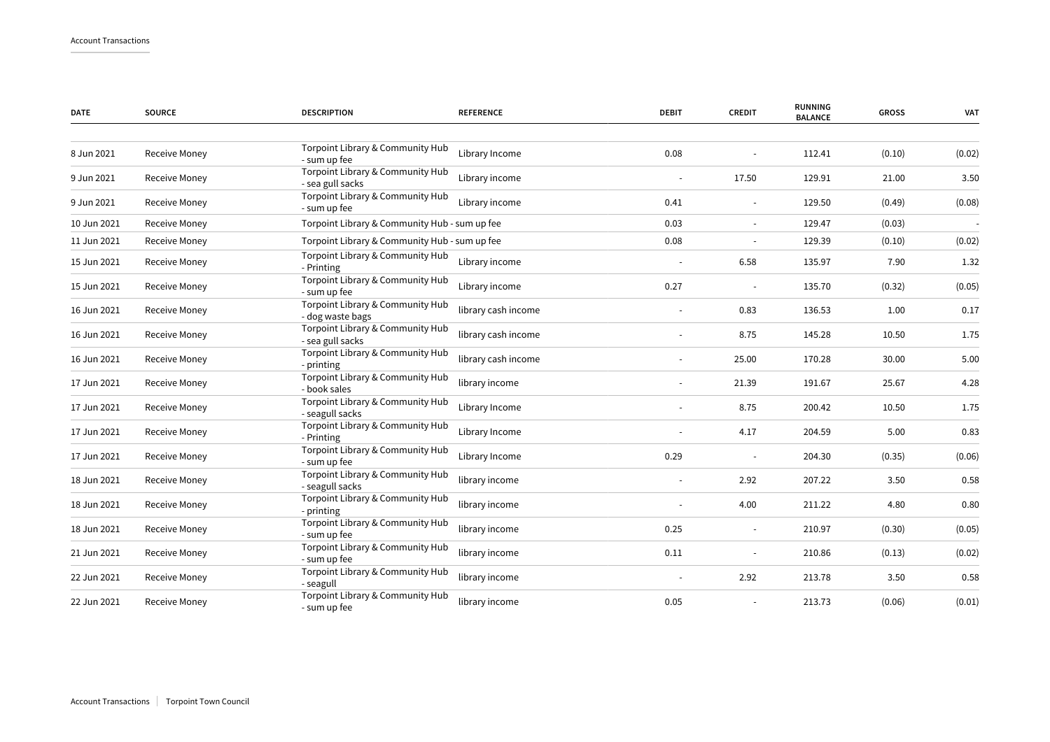| DATE | SOURCE | DESCRIPTION | REFERENCE | DEBIT | CREDIT | RUNNING BALANCE | GROSS | VAT |
|---|---|---|---|---|---|---|---|---|
| 8 Jun 2021 | Receive Money | Torpoint Library & Community Hub - sum up fee | Library Income | 0.08 | - | 112.41 | (0.10) | (0.02) |
| 9 Jun 2021 | Receive Money | Torpoint Library & Community Hub - sea gull sacks | Library income | - | 17.50 | 129.91 | 21.00 | 3.50 |
| 9 Jun 2021 | Receive Money | Torpoint Library & Community Hub - sum up fee | Library income | 0.41 | - | 129.50 | (0.49) | (0.08) |
| 10 Jun 2021 | Receive Money | Torpoint Library & Community Hub - sum up fee | | 0.03 | - | 129.47 | (0.03) | - |
| 11 Jun 2021 | Receive Money | Torpoint Library & Community Hub - sum up fee | | 0.08 | - | 129.39 | (0.10) | (0.02) |
| 15 Jun 2021 | Receive Money | Torpoint Library & Community Hub - Printing | Library income | - | 6.58 | 135.97 | 7.90 | 1.32 |
| 15 Jun 2021 | Receive Money | Torpoint Library & Community Hub - sum up fee | Library income | 0.27 | - | 135.70 | (0.32) | (0.05) |
| 16 Jun 2021 | Receive Money | Torpoint Library & Community Hub - dog waste bags | library cash income | - | 0.83 | 136.53 | 1.00 | 0.17 |
| 16 Jun 2021 | Receive Money | Torpoint Library & Community Hub - sea gull sacks | library cash income | - | 8.75 | 145.28 | 10.50 | 1.75 |
| 16 Jun 2021 | Receive Money | Torpoint Library & Community Hub - printing | library cash income | - | 25.00 | 170.28 | 30.00 | 5.00 |
| 17 Jun 2021 | Receive Money | Torpoint Library & Community Hub - book sales | library income | - | 21.39 | 191.67 | 25.67 | 4.28 |
| 17 Jun 2021 | Receive Money | Torpoint Library & Community Hub - seagull sacks | Library Income | - | 8.75 | 200.42 | 10.50 | 1.75 |
| 17 Jun 2021 | Receive Money | Torpoint Library & Community Hub - Printing | Library Income | - | 4.17 | 204.59 | 5.00 | 0.83 |
| 17 Jun 2021 | Receive Money | Torpoint Library & Community Hub - sum up fee | Library Income | 0.29 | - | 204.30 | (0.35) | (0.06) |
| 18 Jun 2021 | Receive Money | Torpoint Library & Community Hub - seagull sacks | library income | - | 2.92 | 207.22 | 3.50 | 0.58 |
| 18 Jun 2021 | Receive Money | Torpoint Library & Community Hub - printing | library income | - | 4.00 | 211.22 | 4.80 | 0.80 |
| 18 Jun 2021 | Receive Money | Torpoint Library & Community Hub - sum up fee | library income | 0.25 | - | 210.97 | (0.30) | (0.05) |
| 21 Jun 2021 | Receive Money | Torpoint Library & Community Hub - sum up fee | library income | 0.11 | - | 210.86 | (0.13) | (0.02) |
| 22 Jun 2021 | Receive Money | Torpoint Library & Community Hub - seagull | library income | - | 2.92 | 213.78 | 3.50 | 0.58 |
| 22 Jun 2021 | Receive Money | Torpoint Library & Community Hub - sum up fee | library income | 0.05 | - | 213.73 | (0.06) | (0.01) |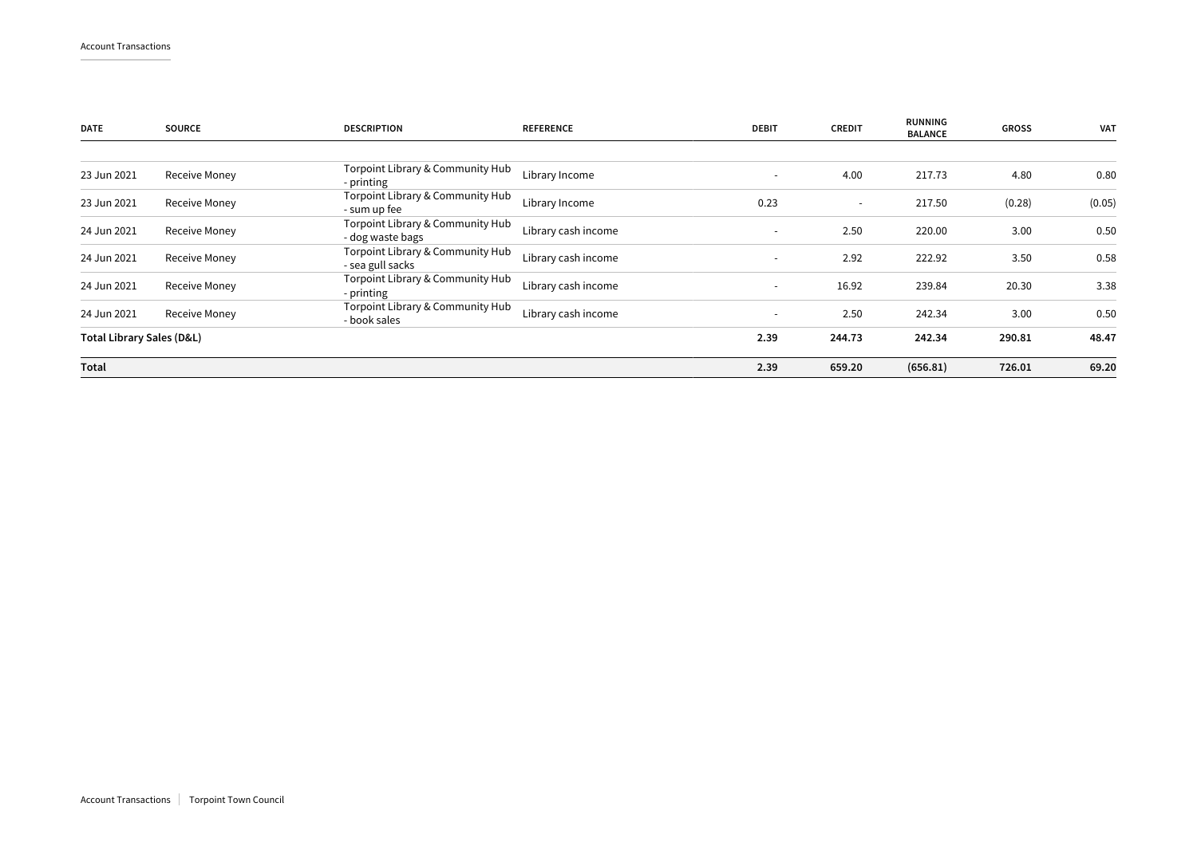| DATE | SOURCE | DESCRIPTION | REFERENCE | DEBIT | CREDIT | RUNNING BALANCE | GROSS | VAT |
|---|---|---|---|---|---|---|---|---|
| 23 Jun 2021 | Receive Money | Torpoint Library & Community Hub - printing | Library Income | - | 4.00 | 217.73 | 4.80 | 0.80 |
| 23 Jun 2021 | Receive Money | Torpoint Library & Community Hub - sum up fee | Library Income | 0.23 | - | 217.50 | (0.28) | (0.05) |
| 24 Jun 2021 | Receive Money | Torpoint Library & Community Hub - dog waste bags | Library cash income | - | 2.50 | 220.00 | 3.00 | 0.50 |
| 24 Jun 2021 | Receive Money | Torpoint Library & Community Hub - sea gull sacks | Library cash income | - | 2.92 | 222.92 | 3.50 | 0.58 |
| 24 Jun 2021 | Receive Money | Torpoint Library & Community Hub - printing | Library cash income | - | 16.92 | 239.84 | 20.30 | 3.38 |
| 24 Jun 2021 | Receive Money | Torpoint Library & Community Hub - book sales | Library cash income | - | 2.50 | 242.34 | 3.00 | 0.50 |
| **Total Library Sales (D&L)** | | | | **2.39** | **244.73** | **242.34** | **290.81** | **48.47** |
| **Total** | | | | **2.39** | **659.20** | **(656.81)** | **726.01** | **69.20** |